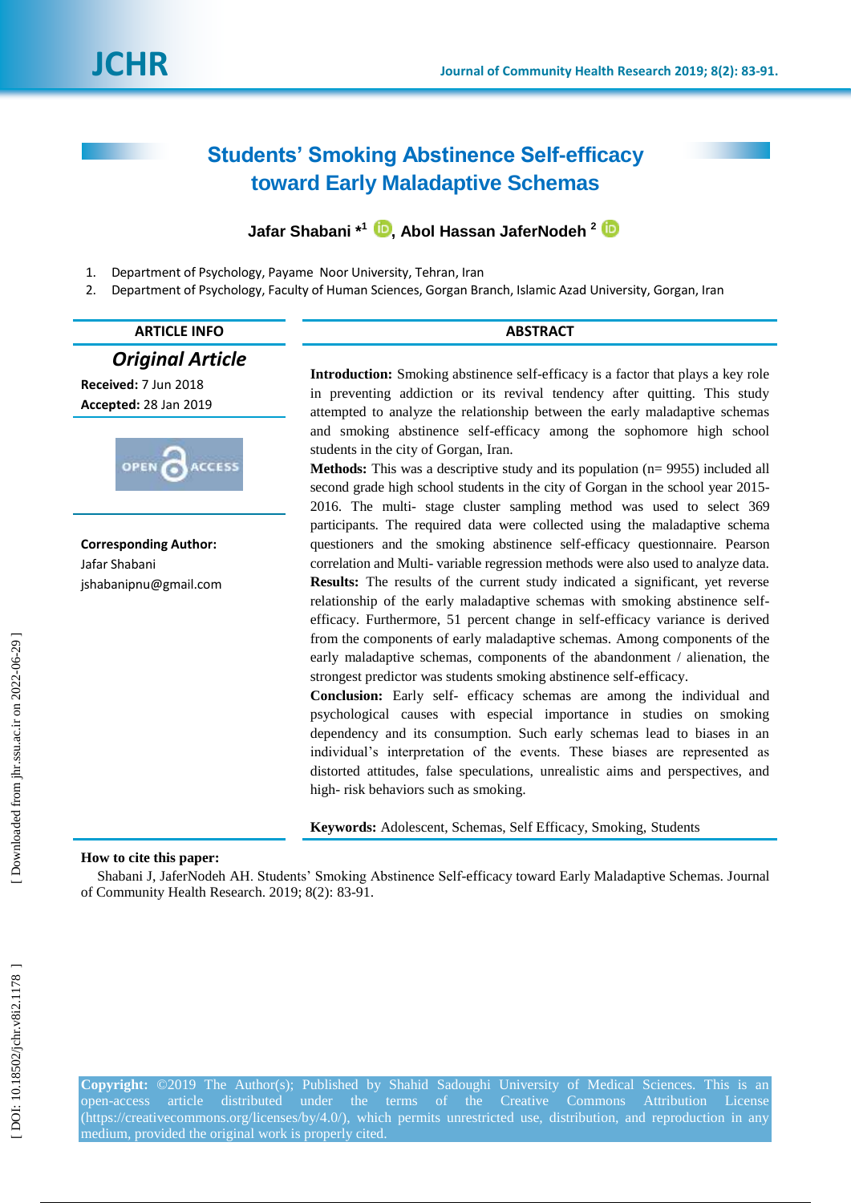# Students' Smoking Abstinence Self-efficacy toward Early Maladaptive Schemas

**Jafar Shabani** *[1], **Abol Hassan JaferNodeh** [2]

1. Department of Psychology, Payame Noor University, Tehran, Iran
2. Department of Psychology, Faculty of Human Sciences, Gorgan Branch, Islamic Azad University, Gorgan, Iran

**ARTICLE INFO**

***Original Article***

**Received:** 7 Jun 2018
**Accepted:** 28 Jan 2019

**Corresponding Author:**
Jafar Shabani
jshabanipnu@gmail.com

**ABSTRACT**

**Introduction:** Smoking abstinence self-efficacy is a factor that plays a key role in preventing addiction or its revival tendency after quitting. This study attempted to analyze the relationship between the early maladaptive schemas and smoking abstinence self-efficacy among the sophomore high school students in the city of Gorgan, Iran.

**Methods:** This was a descriptive study and its population (n= 9955) included all second grade high school students in the city of Gorgan in the school year 2015-2016. The multi- stage cluster sampling method was used to select 369 participants. The required data were collected using the maladaptive schema questioners and the smoking abstinence self-efficacy questionnaire. Pearson correlation and Multi- variable regression methods were also used to analyze data.

**Results:** The results of the current study indicated a significant, yet reverse relationship of the early maladaptive schemas with smoking abstinence self-efficacy. Furthermore, 51 percent change in self-efficacy variance is derived from the components of early maladaptive schemas. Among components of the early maladaptive schemas, components of the abandonment / alienation, the strongest predictor was students smoking abstinence self-efficacy.

**Conclusion:** Early self- efficacy schemas are among the individual and psychological causes with especial importance in studies on smoking dependency and its consumption. Such early schemas lead to biases in an individual's interpretation of the events. These biases are represented as distorted attitudes, false speculations, unrealistic aims and perspectives, and high- risk behaviors such as smoking.

**Keywords:** Adolescent, Schemas, Self Efficacy, Smoking, Students

**How to cite this paper:**
Shabani J, JaferNodeh AH. Students' Smoking Abstinence Self-efficacy toward Early Maladaptive Schemas. Journal of Community Health Research. 2019; 8(2): 83-91.

**Copyright:** ©2019 The Author(s); Published by Shahid Sadoughi University of Medical Sciences. This is an open-access article distributed under the terms of the Creative Commons Attribution License (https://creativecommons.org/licenses/by/4.0/), which permits unrestricted use, distribution, and reproduction in any medium, provided the original work is properly cited.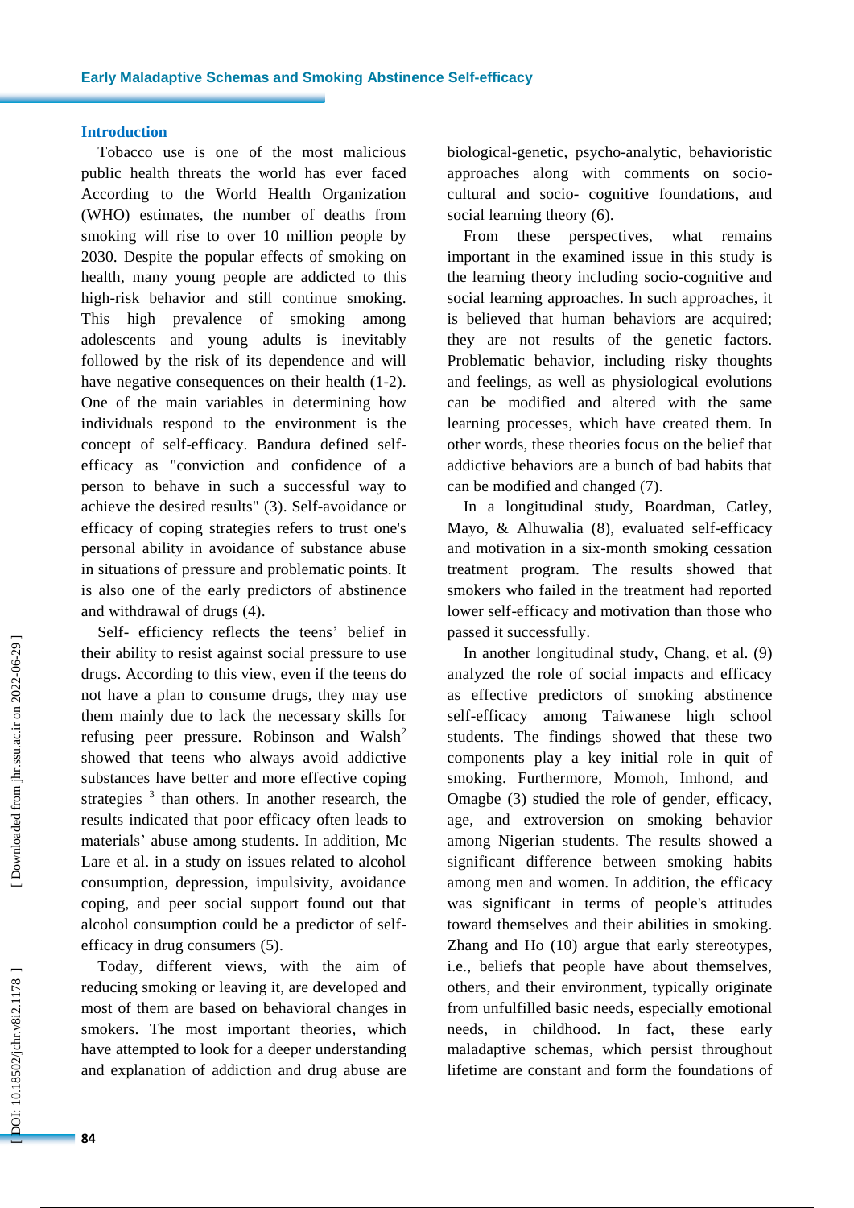## Introduction

Tobacco use is one of the most malicious public health threats the world has ever faced According to the World Health Organization (WHO) estimates, the number of deaths from smoking will rise to over 10 million people by 2030. Despite the popular effects of smoking on health, many young people are addicted to this high-risk behavior and still continue smoking. This high prevalence of smoking among adolescents and young adults is inevitably followed by the risk of its dependence and will have negative consequences on their health (1-2). One of the main variables in determining how individuals respond to the environment is the concept of self-efficacy. Bandura defined self-efficacy as "conviction and confidence of a person to behave in such a successful way to achieve the desired results" (3). Self-avoidance or efficacy of coping strategies refers to trust one's personal ability in avoidance of substance abuse in situations of pressure and problematic points. It is also one of the early predictors of abstinence and withdrawal of drugs (4).

Self- efficiency reflects the teens' belief in their ability to resist against social pressure to use drugs. According to this view, even if the teens do not have a plan to consume drugs, they may use them mainly due to lack the necessary skills for refusing peer pressure. Robinson and Walsh[2] showed that teens who always avoid addictive substances have better and more effective coping strategies [3] than others. In another research, the results indicated that poor efficacy often leads to materials' abuse among students. In addition, Mc Lare et al. in a study on issues related to alcohol consumption, depression, impulsivity, avoidance coping, and peer social support found out that alcohol consumption could be a predictor of self-efficacy in drug consumers (5).

Today, different views, with the aim of reducing smoking or leaving it, are developed and most of them are based on behavioral changes in smokers. The most important theories, which have attempted to look for a deeper understanding and explanation of addiction and drug abuse are biological-genetic, psycho-analytic, behavioristic approaches along with comments on socio-cultural and socio- cognitive foundations, and social learning theory (6).

From these perspectives, what remains important in the examined issue in this study is the learning theory including socio-cognitive and social learning approaches. In such approaches, it is believed that human behaviors are acquired; they are not results of the genetic factors. Problematic behavior, including risky thoughts and feelings, as well as physiological evolutions can be modified and altered with the same learning processes, which have created them. In other words, these theories focus on the belief that addictive behaviors are a bunch of bad habits that can be modified and changed (7).

In a longitudinal study, Boardman, Catley, Mayo, & Alhuwalia (8), evaluated self-efficacy and motivation in a six-month smoking cessation treatment program. The results showed that smokers who failed in the treatment had reported lower self-efficacy and motivation than those who passed it successfully.

In another longitudinal study, Chang, et al. (9) analyzed the role of social impacts and efficacy as effective predictors of smoking abstinence self-efficacy among Taiwanese high school students. The findings showed that these two components play a key initial role in quit of smoking. Furthermore, Momoh, Imhond, and Omagbe (3) studied the role of gender, efficacy, age, and extroversion on smoking behavior among Nigerian students. The results showed a significant difference between smoking habits among men and women. In addition, the efficacy was significant in terms of people's attitudes toward themselves and their abilities in smoking. Zhang and Ho (10) argue that early stereotypes, i.e., beliefs that people have about themselves, others, and their environment, typically originate from unfulfilled basic needs, especially emotional needs, in childhood. In fact, these early maladaptive schemas, which persist throughout lifetime are constant and form the foundations of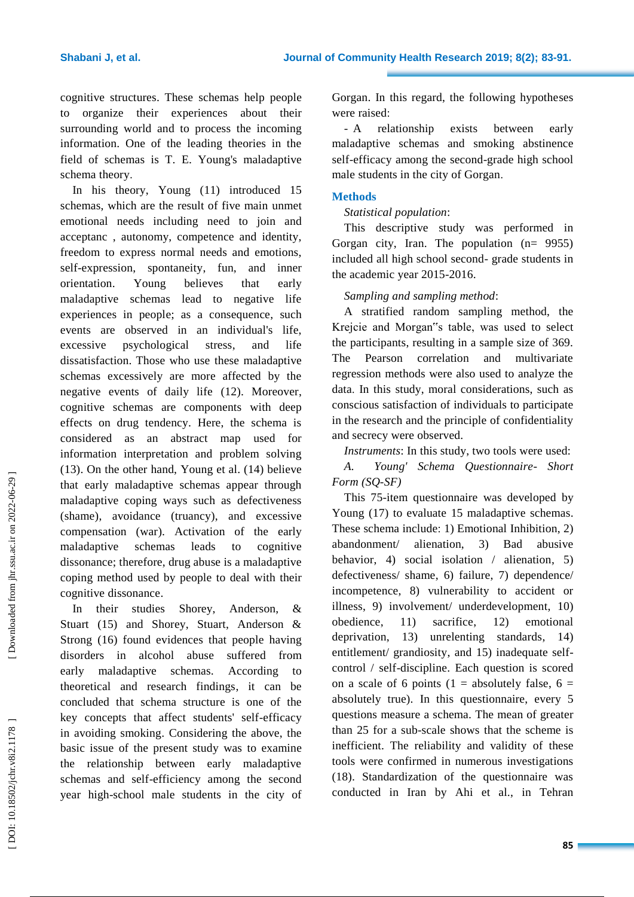cognitive structures. These schemas help people to organize their experiences about their surrounding world and to process the incoming information. One of the leading theories in the field of schemas is T. E. Young's maladaptive schema theory.

In his theory, Young (11) introduced 15 schemas, which are the result of five main unmet emotional needs including need to join and acceptanc , autonomy, competence and identity, freedom to express normal needs and emotions, self-expression, spontaneity, fun, and inner orientation. Young believes that early maladaptive schemas lead to negative life experiences in people; as a consequence, such events are observed in an individual's life, excessive psychological stress, and life dissatisfaction. Those who use these maladaptive schemas excessively are more affected by the negative events of daily life (12). Moreover, cognitive schemas are components with deep effects on drug tendency. Here, the schema is considered as an abstract map used for information interpretation and problem solving (13). On the other hand, Young et al. (14) believe that early maladaptive schemas appear through maladaptive coping ways such as defectiveness (shame), avoidance (truancy), and excessive compensation (war). Activation of the early maladaptive schemas leads to cognitive dissonance; therefore, drug abuse is a maladaptive coping method used by people to deal with their cognitive dissonance.

In their studies Shorey, Anderson, & Stuart (15) and Shorey, Stuart, Anderson & Strong (16) found evidences that people having disorders in alcohol abuse suffered from early maladaptive schemas. According to theoretical and research findings, it can be concluded that schema structure is one of the key concepts that affect students' self-efficacy in avoiding smoking. Considering the above, the basic issue of the present study was to examine the relationship between early maladaptive schemas and self-efficiency among the second year high-school male students in the city of Gorgan. In this regard, the following hypotheses were raised:

- A relationship exists between early maladaptive schemas and smoking abstinence self-efficacy among the second-grade high school male students in the city of Gorgan.

## Methods

*Statistical population*:

This descriptive study was performed in Gorgan city, Iran. The population (n= 9955) included all high school second- grade students in the academic year 2015-2016.

*Sampling and sampling method*:

A stratified random sampling method, the Krejcie and Morgan"s table, was used to select the participants, resulting in a sample size of 369. The Pearson correlation and multivariate regression methods were also used to analyze the data. In this study, moral considerations, such as conscious satisfaction of individuals to participate in the research and the principle of confidentiality and secrecy were observed.

*Instruments*: In this study, two tools were used:

*A. Young' Schema Questionnaire- Short Form (SQ-SF)*

This 75-item questionnaire was developed by Young (17) to evaluate 15 maladaptive schemas. These schema include: 1) Emotional Inhibition, 2) abandonment/ alienation, 3) Bad abusive behavior, 4) social isolation / alienation, 5) defectiveness/ shame, 6) failure, 7) dependence/ incompetence, 8) vulnerability to accident or illness, 9) involvement/ underdevelopment, 10) obedience, 11) sacrifice, 12) emotional deprivation, 13) unrelenting standards, 14) entitlement/ grandiosity, and 15) inadequate self-control / self-discipline. Each question is scored on a scale of 6 points (1 = absolutely false, 6 = absolutely true). In this questionnaire, every 5 questions measure a schema. The mean of greater than 25 for a sub-scale shows that the scheme is inefficient. The reliability and validity of these tools were confirmed in numerous investigations (18). Standardization of the questionnaire was conducted in Iran by Ahi et al., in Tehran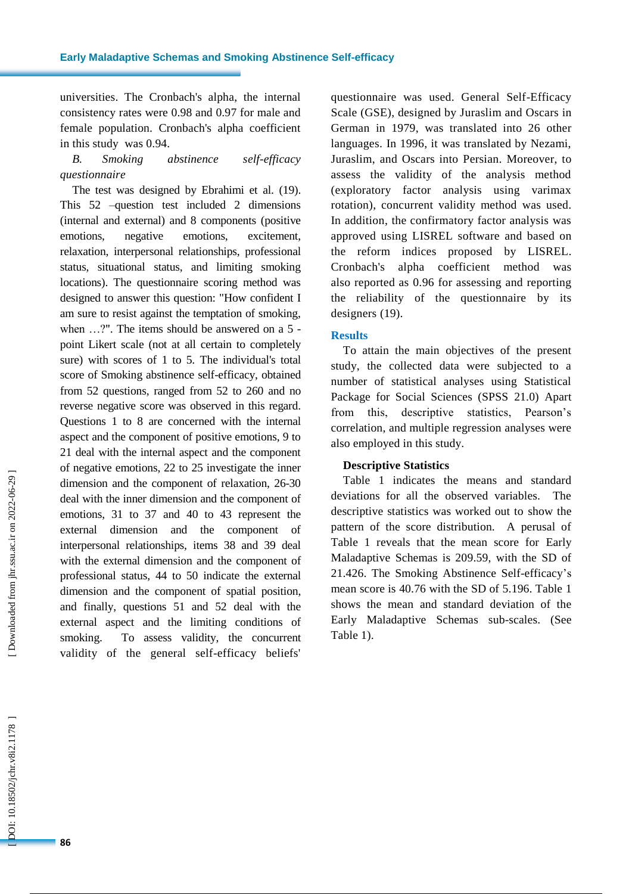universities. The Cronbach's alpha, the internal consistency rates were 0.98 and 0.97 for male and female population. Cronbach's alpha coefficient in this study was 0.94.

*B. Smoking abstinence self-efficacy questionnaire*

The test was designed by Ebrahimi et al. (19). This 52 –question test included 2 dimensions (internal and external) and 8 components (positive emotions, negative emotions, excitement, relaxation, interpersonal relationships, professional status, situational status, and limiting smoking locations). The questionnaire scoring method was designed to answer this question: "How confident I am sure to resist against the temptation of smoking, when …?". The items should be answered on a 5 - point Likert scale (not at all certain to completely sure) with scores of 1 to 5. The individual's total score of Smoking abstinence self-efficacy, obtained from 52 questions, ranged from 52 to 260 and no reverse negative score was observed in this regard. Questions 1 to 8 are concerned with the internal aspect and the component of positive emotions, 9 to 21 deal with the internal aspect and the component of negative emotions, 22 to 25 investigate the inner dimension and the component of relaxation, 26-30 deal with the inner dimension and the component of emotions, 31 to 37 and 40 to 43 represent the external dimension and the component of interpersonal relationships, items 38 and 39 deal with the external dimension and the component of professional status, 44 to 50 indicate the external dimension and the component of spatial position, and finally, questions 51 and 52 deal with the external aspect and the limiting conditions of smoking. To assess validity, the concurrent validity of the general self-efficacy beliefs' questionnaire was used. General Self-Efficacy Scale (GSE), designed by Juraslim and Oscars in German in 1979, was translated into 26 other languages. In 1996, it was translated by Nezami, Juraslim, and Oscars into Persian. Moreover, to assess the validity of the analysis method (exploratory factor analysis using varimax rotation), concurrent validity method was used. In addition, the confirmatory factor analysis was approved using LISREL software and based on the reform indices proposed by LISREL. Cronbach's alpha coefficient method was also reported as 0.96 for assessing and reporting the reliability of the questionnaire by its designers (19).

## Results

To attain the main objectives of the present study, the collected data were subjected to a number of statistical analyses using Statistical Package for Social Sciences (SPSS 21.0) Apart from this, descriptive statistics, Pearson's correlation, and multiple regression analyses were also employed in this study.

### Descriptive Statistics

Table 1 indicates the means and standard deviations for all the observed variables. The descriptive statistics was worked out to show the pattern of the score distribution. A perusal of Table 1 reveals that the mean score for Early Maladaptive Schemas is 209.59, with the SD of 21.426. The Smoking Abstinence Self-efficacy's mean score is 40.76 with the SD of 5.196. Table 1 shows the mean and standard deviation of the Early Maladaptive Schemas sub-scales. (See Table 1).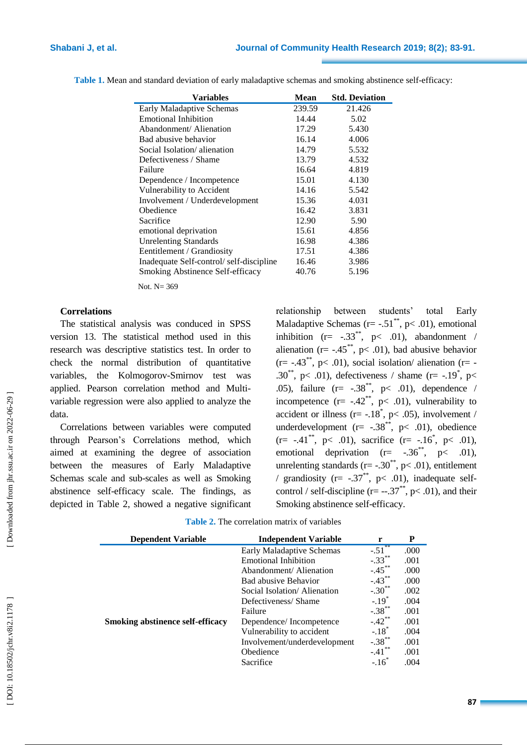**Table 1.** Mean and standard deviation of early maladaptive schemas and smoking abstinence self-efficacy:

| Variables | Mean | Std. Deviation |
|---|---|---|
| Early Maladaptive Schemas | 239.59 | 21.426 |
| Emotional Inhibition | 14.44 | 5.02 |
| Abandonment/ Alienation | 17.29 | 5.430 |
| Bad abusive behavior | 16.14 | 4.006 |
| Social Isolation/ alienation | 14.79 | 5.532 |
| Defectiveness / Shame | 13.79 | 4.532 |
| Failure | 16.64 | 4.819 |
| Dependence / Incompetence | 15.01 | 4.130 |
| Vulnerability to Accident | 14.16 | 5.542 |
| Involvement / Underdevelopment | 15.36 | 4.031 |
| Obedience | 16.42 | 3.831 |
| Sacrifice | 12.90 | 5.90 |
| emotional deprivation | 15.61 | 4.856 |
| Unrelenting Standards | 16.98 | 4.386 |
| Eentitlement / Grandiosity | 17.51 | 4.386 |
| Inadequate Self-control/ self-discipline | 16.46 | 3.986 |
| Smoking Abstinence Self-efficacy | 40.76 | 5.196 |

Not. N= 369

**Correlations**

The statistical analysis was conduced in SPSS version 13. The statistical method used in this research was descriptive statistics test. In order to check the normal distribution of quantitative variables, the Kolmogorov-Smirnov test was applied. Pearson correlation method and Multi-variable regression were also applied to analyze the data.

Correlations between variables were computed through Pearson's Correlations method, which aimed at examining the degree of association between the measures of Early Maladaptive Schemas scale and sub-scales as well as Smoking abstinence self-efficacy scale. The findings, as depicted in Table 2, showed a negative significant relationship between students' total Early Maladaptive Schemas ($r= -.51^{**}$, $p< .01$), emotional inhibition ($r= -.33^{**}$, $p< .01$), abandonment / alienation ($r= -.45^{**}$, $p< .01$), bad abusive behavior ($r= -.43^{**}$, $p< .01$), social isolation/ alienation ($r= -.30^{**}$, $p< .01$), defectiveness / shame ($r= -.19^{*}$, $p< .05$), failure ($r= -.38^{**}$, $p< .01$), dependence / incompetence ($r= -.42^{**}$, $p< .01$), vulnerability to accident or illness ($r= -.18^{*}$, $p< .05$), involvement / underdevelopment ($r= -.38^{**}$, $p< .01$), obedience ($r= -.41^{**}$, $p< .01$), sacrifice ($r= -.16^{*}$, $p< .01$), emotional deprivation ($r= -.36^{**}$, $p< .01$), unrelenting standards ($r= -.30^{**}$, $p< .01$), entitlement / grandiosity ($r= -.37^{**}$, $p< .01$), inadequate self-control / self-discipline ($r= --.37^{**}$, $p< .01$), and their Smoking abstinence self-efficacy.

**Table 2.** The correlation matrix of variables

| Dependent Variable | Independent Variable | r | P |
|---|---|---|---|
| Smoking abstinence self-efficacy | Early Maladaptive Schemas | $-.51^{**}$ | .000 |
| | Emotional Inhibition | $-.33^{**}$ | .001 |
| | Abandonment/ Alienation | $-.45^{**}$ | .000 |
| | Bad abusive Behavior | $-.43^{**}$ | .000 |
| | Social Isolation/ Alienation | $-.30^{**}$ | .002 |
| | Defectiveness/ Shame | $-.19^{*}$ | .004 |
| | Failure | $-.38^{**}$ | .001 |
| | Dependence/ Incompetence | $-.42^{**}$ | .001 |
| | Vulnerability to accident | $-.18^{*}$ | .004 |
| | Involvement/underdevelopment | $-.38^{**}$ | .001 |
| | Obedience | $-.41^{**}$ | .001 |
| | Sacrifice | $-.16^{*}$ | .004 |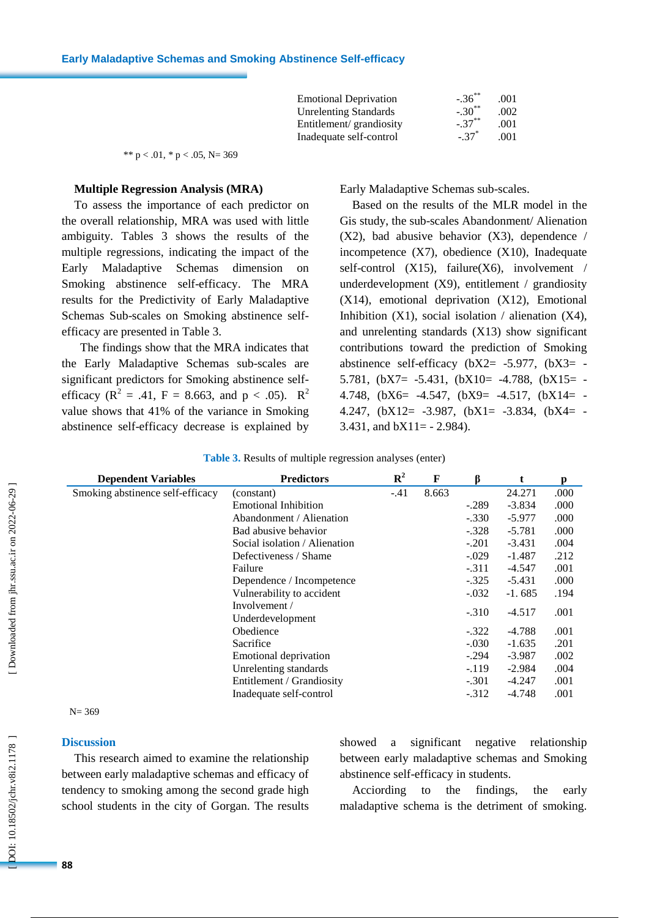| | | |
|---|---|---|
| Emotional Deprivation | -.36** | .001 |
| Unrelenting Standards | -.30** | .002 |
| Entitlement/ grandiosity | -.37** | .001 |
| Inadequate self-control | -.37* | .001 |

** p < .01, * p < .05, N= 369

### Multiple Regression Analysis (MRA)

To assess the importance of each predictor on the overall relationship, MRA was used with little ambiguity. Tables 3 shows the results of the multiple regressions, indicating the impact of the Early Maladaptive Schemas dimension on Smoking abstinence self-efficacy. The MRA results for the Predictivity of Early Maladaptive Schemas Sub-scales on Smoking abstinence self-efficacy are presented in Table 3.

The findings show that the MRA indicates that the Early Maladaptive Schemas sub-scales are significant predictors for Smoking abstinence self-efficacy ($R^2$ = .41, F = 8.663, and p < .05). $R^2$ value shows that 41% of the variance in Smoking abstinence self-efficacy decrease is explained by Early Maladaptive Schemas sub-scales.

Based on the results of the MLR model in the Gis study, the sub-scales Abandonment/ Alienation (X2), bad abusive behavior (X3), dependence / incompetence (X7), obedience (X10), Inadequate self-control (X15), failure(X6), involvement / underdevelopment (X9), entitlement / grandiosity (X14), emotional deprivation (X12), Emotional Inhibition (X1), social isolation / alienation (X4), and unrelenting standards (X13) show significant contributions toward the prediction of Smoking abstinence self-efficacy (bX2= -5.977, (bX3= -5.781, (bX7= -5.431, (bX10= -4.788, (bX15= -4.748, (bX6= -4.547, (bX9= -4.517, (bX14= -4.247, (bX12= -3.987, (bX1= -3.834, (bX4= -3.431, and bX11= - 2.984).

**Table 3.** Results of multiple regression analyses (enter)

| Dependent Variables | Predictors | $R^2$ | F | β | t | p |
|---|---|---|---|---|---|---|
| Smoking abstinence self-efficacy | (constant) | -.41 | 8.663 | | 24.271 | .000 |
| | Emotional Inhibition | | | -.289 | -3.834 | .000 |
| | Abandonment / Alienation | | | -.330 | -5.977 | .000 |
| | Bad abusive behavior | | | -.328 | -5.781 | .000 |
| | Social isolation / Alienation | | | -.201 | -3.431 | .004 |
| | Defectiveness / Shame | | | -.029 | -1.487 | .212 |
| | Failure | | | -.311 | -4.547 | .001 |
| | Dependence / Incompetence | | | -.325 | -5.431 | .000 |
| | Vulnerability to accident | | | -.032 | -1. 685 | .194 |
| | Involvement / Underdevelopment | | | -.310 | -4.517 | .001 |
| | Obedience | | | -.322 | -4.788 | .001 |
| | Sacrifice | | | -.030 | -1.635 | .201 |
| | Emotional deprivation | | | -.294 | -3.987 | .002 |
| | Unrelenting standards | | | -.119 | -2.984 | .004 |
| | Entitlement / Grandiosity | | | -.301 | -4.247 | .001 |
| | Inadequate self-control | | | -.312 | -4.748 | .001 |

N= 369

## Discussion

This research aimed to examine the relationship between early maladaptive schemas and efficacy of tendency to smoking among the second grade high school students in the city of Gorgan. The results showed a significant negative relationship between early maladaptive schemas and Smoking abstinence self-efficacy in students.

Acciording to the findings, the early maladaptive schema is the detriment of smoking.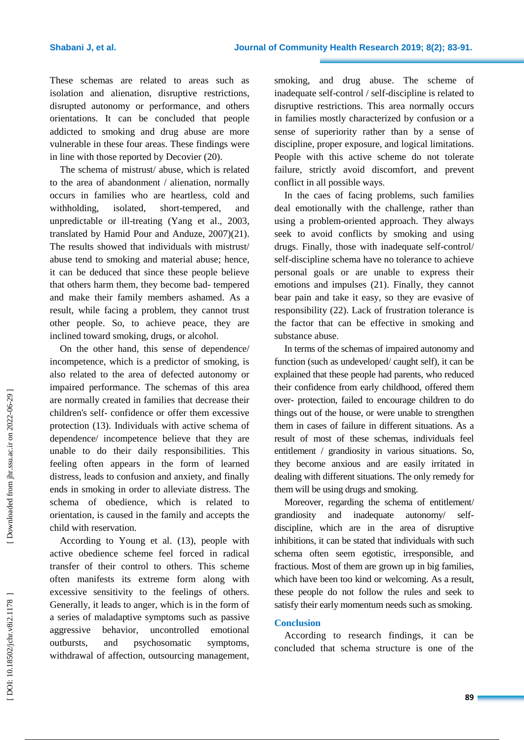These schemas are related to areas such as isolation and alienation, disruptive restrictions, disrupted autonomy or performance, and others orientations. It can be concluded that people addicted to smoking and drug abuse are more vulnerable in these four areas. These findings were in line with those reported by Decovier (20).

The schema of mistrust/ abuse, which is related to the area of abandonment / alienation, normally occurs in families who are heartless, cold and withholding, isolated, short-tempered, and unpredictable or ill-treating (Yang et al., 2003, translated by Hamid Pour and Anduze, 2007)(21). The results showed that individuals with mistrust/ abuse tend to smoking and material abuse; hence, it can be deduced that since these people believe that others harm them, they become bad- tempered and make their family members ashamed. As a result, while facing a problem, they cannot trust other people. So, to achieve peace, they are inclined toward smoking, drugs, or alcohol.

On the other hand, this sense of dependence/ incompetence, which is a predictor of smoking, is also related to the area of defected autonomy or impaired performance. The schemas of this area are normally created in families that decrease their children's self- confidence or offer them excessive protection (13). Individuals with active schema of dependence/ incompetence believe that they are unable to do their daily responsibilities. This feeling often appears in the form of learned distress, leads to confusion and anxiety, and finally ends in smoking in order to alleviate distress. The schema of obedience, which is related to orientation, is caused in the family and accepts the child with reservation.

According to Young et al. (13), people with active obedience scheme feel forced in radical transfer of their control to others. This scheme often manifests its extreme form along with excessive sensitivity to the feelings of others. Generally, it leads to anger, which is in the form of a series of maladaptive symptoms such as passive aggressive behavior, uncontrolled emotional outbursts, and psychosomatic symptoms, withdrawal of affection, outsourcing management, smoking, and drug abuse. The scheme of inadequate self-control / self-discipline is related to disruptive restrictions. This area normally occurs in families mostly characterized by confusion or a sense of superiority rather than by a sense of discipline, proper exposure, and logical limitations. People with this active scheme do not tolerate failure, strictly avoid discomfort, and prevent conflict in all possible ways.

In the caes of facing problems, such families deal emotionally with the challenge, rather than using a problem-oriented approach. They always seek to avoid conflicts by smoking and using drugs. Finally, those with inadequate self-control/ self-discipline schema have no tolerance to achieve personal goals or are unable to express their emotions and impulses (21). Finally, they cannot bear pain and take it easy, so they are evasive of responsibility (22). Lack of frustration tolerance is the factor that can be effective in smoking and substance abuse.

In terms of the schemas of impaired autonomy and function (such as undeveloped/ caught self), it can be explained that these people had parents, who reduced their confidence from early childhood, offered them over- protection, failed to encourage children to do things out of the house, or were unable to strengthen them in cases of failure in different situations. As a result of most of these schemas, individuals feel entitlement / grandiosity in various situations. So, they become anxious and are easily irritated in dealing with different situations. The only remedy for them will be using drugs and smoking.

Moreover, regarding the schema of entitlement/ grandiosity and inadequate autonomy/ self-discipline, which are in the area of disruptive inhibitions, it can be stated that individuals with such schema often seem egotistic, irresponsible, and fractious. Most of them are grown up in big families, which have been too kind or welcoming. As a result, these people do not follow the rules and seek to satisfy their early momentum needs such as smoking.

## Conclusion

According to research findings, it can be concluded that schema structure is one of the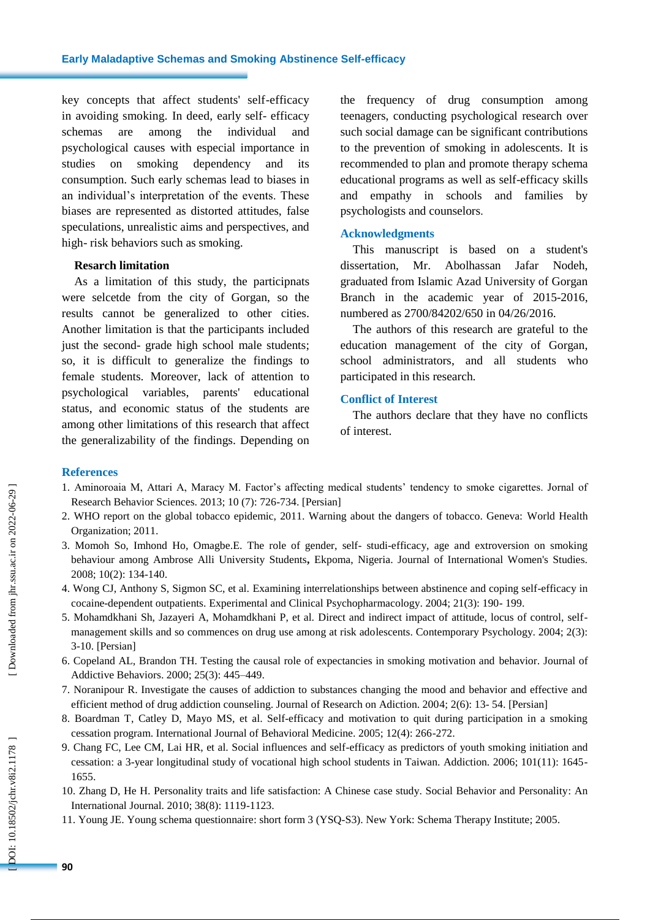key concepts that affect students' self-efficacy in avoiding smoking. In deed, early self- efficacy schemas are among the individual and psychological causes with especial importance in studies on smoking dependency and its consumption. Such early schemas lead to biases in an individual's interpretation of the events. These biases are represented as distorted attitudes, false speculations, unrealistic aims and perspectives, and high- risk behaviors such as smoking.

**Resarch limitation**

As a limitation of this study, the participnats were selcetde from the city of Gorgan, so the results cannot be generalized to other cities. Another limitation is that the participants included just the second- grade high school male students; so, it is difficult to generalize the findings to female students. Moreover, lack of attention to psychological variables, parents' educational status, and economic status of the students are among other limitations of this research that affect the generalizability of the findings. Depending on the frequency of drug consumption among teenagers, conducting psychological research over such social damage can be significant contributions to the prevention of smoking in adolescents. It is recommended to plan and promote therapy schema educational programs as well as self-efficacy skills and empathy in schools and families by psychologists and counselors.

## Acknowledgments

This manuscript is based on a student's dissertation, Mr. Abolhassan Jafar Nodeh, graduated from Islamic Azad University of Gorgan Branch in the academic year of 2015-2016, numbered as 2700/84202/650 in 04/26/2016.

The authors of this research are grateful to the education management of the city of Gorgan, school administrators, and all students who participated in this research.

## Conflict of Interest

The authors declare that they have no conflicts of interest.

## References

1. Aminoroaia M, Attari A, Maracy M. Factor's affecting medical students' tendency to smoke cigarettes. Jornal of Research Behavior Sciences. 2013; 10 (7): 726-734. [Persian]
2. WHO report on the global tobacco epidemic, 2011. Warning about the dangers of tobacco. Geneva: World Health Organization; 2011.
3. Momoh So, Imhond Ho, Omagbe.E. The role of gender, self- studi-efficacy, age and extroversion on smoking behaviour among Ambrose Alli University Students**,** Ekpoma, Nigeria. Journal of International Women's Studies. 2008; 10(2): 134-140.
4. Wong CJ, Anthony S, Sigmon SC, et al. Examining interrelationships between abstinence and coping self-efficacy in cocaine-dependent outpatients. Experimental and Clinical Psychopharmacology. 2004; 21(3): 190- 199.
5. Mohamdkhani Sh, Jazayeri A, Mohamdkhani P, et al. Direct and indirect impact of attitude, locus of control, self-management skills and so commences on drug use among at risk adolescents. Contemporary Psychology. 2004; 2(3): 3-10. [Persian]
6. Copeland AL, Brandon TH. Testing the causal role of expectancies in smoking motivation and behavior. Journal of Addictive Behaviors. 2000; 25(3): 445–449.
7. Noranipour R. Investigate the causes of addiction to substances changing the mood and behavior and effective and efficient method of drug addiction counseling. Journal of Research on Adiction. 2004; 2(6): 13- 54. [Persian]
8. Boardman T, Catley D, Mayo MS, et al. Self-efficacy and motivation to quit during participation in a smoking cessation program. International Journal of Behavioral Medicine. 2005; 12(4): 266-272.
9. Chang FC, Lee CM, Lai HR, et al. Social influences and self-efficacy as predictors of youth smoking initiation and cessation: a 3-year longitudinal study of vocational high school students in Taiwan. Addiction. 2006; 101(11): 1645-1655.
10. Zhang D, He H. Personality traits and life satisfaction: A Chinese case study. Social Behavior and Personality: An International Journal. 2010; 38(8): 1119-1123.
11. Young JE. Young schema questionnaire: short form 3 (YSQ-S3). New York: Schema Therapy Institute; 2005.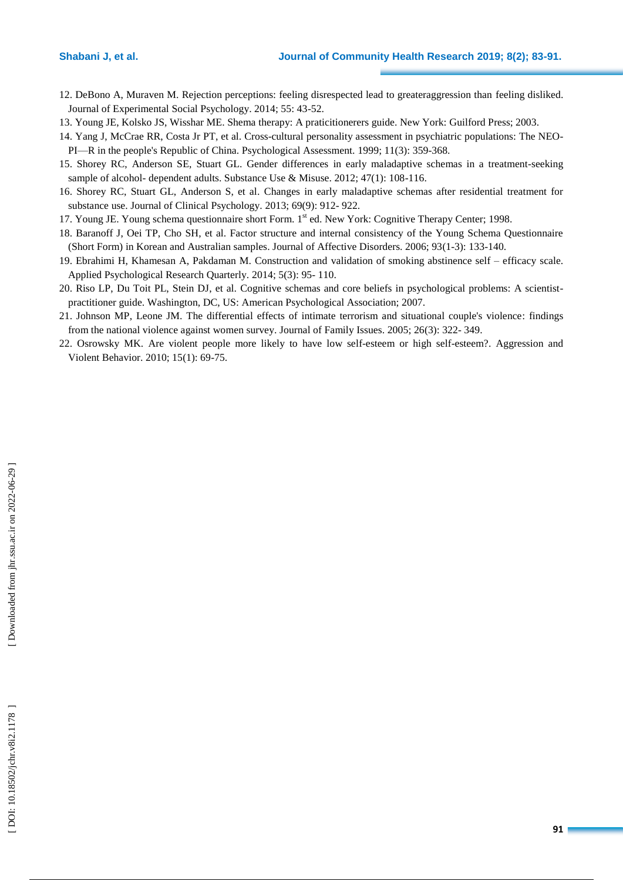12. DeBono A, Muraven M. Rejection perceptions: feeling disrespected lead to greateraggression than feeling disliked. Journal of Experimental Social Psychology. 2014; 55: 43-52.
13. Young JE, Kolsko JS, Wisshar ME. Shema therapy: A praticitionerers guide. New York: Guilford Press; 2003.
14. Yang J, McCrae RR, Costa Jr PT, et al. Cross-cultural personality assessment in psychiatric populations: The NEO-PI—R in the people's Republic of China. Psychological Assessment. 1999; 11(3): 359-368.
15. Shorey RC, Anderson SE, Stuart GL. Gender differences in early maladaptive schemas in a treatment-seeking sample of alcohol- dependent adults. Substance Use & Misuse. 2012; 47(1): 108-116.
16. Shorey RC, Stuart GL, Anderson S, et al. Changes in early maladaptive schemas after residential treatment for substance use. Journal of Clinical Psychology. 2013; 69(9): 912- 922.
17. Young JE. Young schema questionnaire short Form. 1st ed. New York: Cognitive Therapy Center; 1998.
18. Baranoff J, Oei TP, Cho SH, et al. Factor structure and internal consistency of the Young Schema Questionnaire (Short Form) in Korean and Australian samples. Journal of Affective Disorders. 2006; 93(1-3): 133-140.
19. Ebrahimi H, Khamesan A, Pakdaman M. Construction and validation of smoking abstinence self – efficacy scale. Applied Psychological Research Quarterly. 2014; 5(3): 95- 110.
20. Riso LP, Du Toit PL, Stein DJ, et al. Cognitive schemas and core beliefs in psychological problems: A scientist-practitioner guide. Washington, DC, US: American Psychological Association; 2007.
21. Johnson MP, Leone JM. The differential effects of intimate terrorism and situational couple's violence: findings from the national violence against women survey. Journal of Family Issues. 2005; 26(3): 322- 349.
22. Osrowsky MK. Are violent people more likely to have low self-esteem or high self-esteem?. Aggression and Violent Behavior. 2010; 15(1): 69-75.